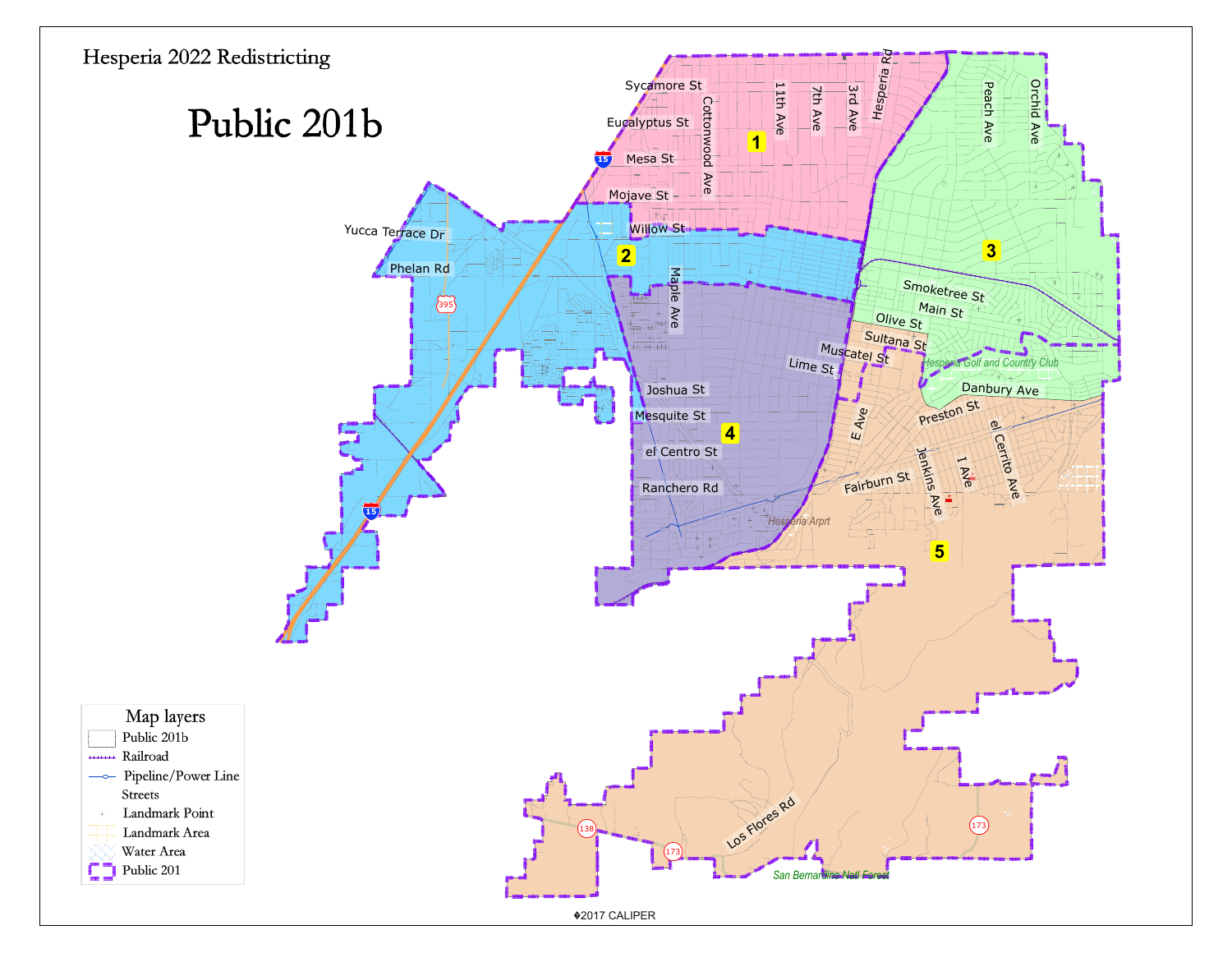# Hesperia 2022 Redistricting

# Public 201b

Sycamore St

Eucalyptus St

Mesa St

Mojave St

Willow St

Yucca Terrace Dr

Phelan Rd

Cottonwood Ave

11th Ave

7th Ave

3rd Ave

Hesperia Rd

Peach Ave

Orchid Ave

Maple Ave

Smoketree St

Main St

Olive St

Sultana St

Muscatel St

Lime St

Hesperia Golf and Country Club

Danbury Ave

Joshua St

Mesquite St

el Centro St

Ranchero Rd

E Ave

Preston St

el Cerrito Ave

Jenkins Ave

I Ave

Fairburn St

Hesperia Arpt

Los Flores Rd

San Bernardino Natl Forest

1

2

3

4

5

15

395

138

173

**Map layers**

- Public 201b
- Railroad
- Pipeline/Power Line
- Streets
- Landmark Point
- Landmark Area
- Water Area
- Public 201

©2017 CALIPER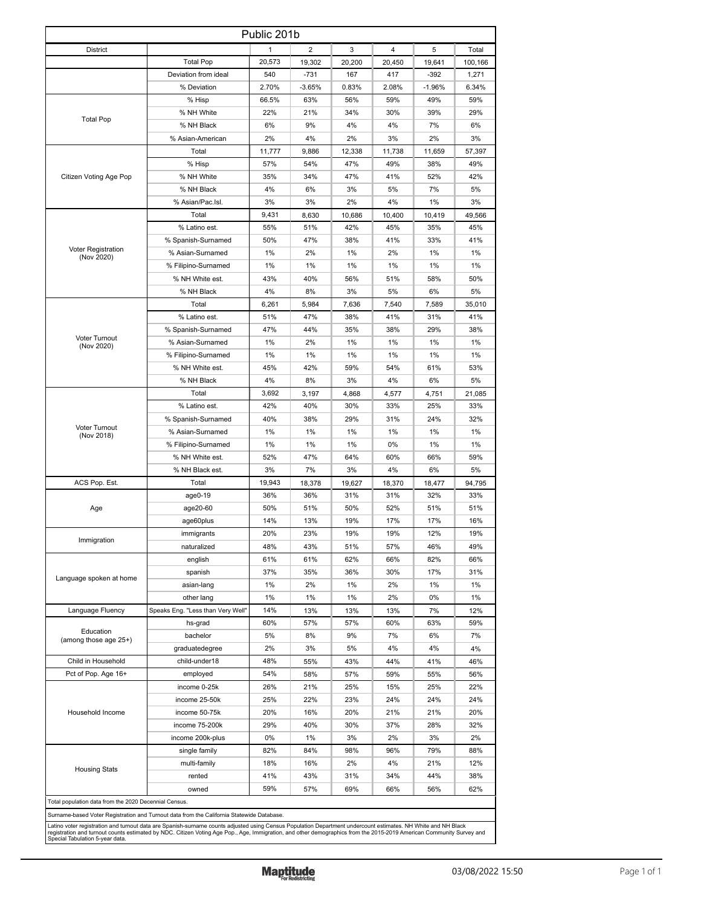# Public 201b

| District | | 1 | 2 | 3 | 4 | 5 | Total |
|---|---|---|---|---|---|---|---|
| | Total Pop | 20,573 | 19,302 | 20,200 | 20,450 | 19,641 | 100,166 |
| | Deviation from ideal | 540 | -731 | 167 | 417 | -392 | 1,271 |
| | % Deviation | 2.70% | -3.65% | 0.83% | 2.08% | -1.96% | 6.34% |
| Total Pop | % Hisp | 66.5% | 63% | 56% | 59% | 49% | 59% |
| | % NH White | 22% | 21% | 34% | 30% | 39% | 29% |
| | % NH Black | 6% | 9% | 4% | 4% | 7% | 6% |
| | % Asian-American | 2% | 4% | 2% | 3% | 2% | 3% |
| Citizen Voting Age Pop | Total | 11,777 | 9,886 | 12,338 | 11,738 | 11,659 | 57,397 |
| | % Hisp | 57% | 54% | 47% | 49% | 38% | 49% |
| | % NH White | 35% | 34% | 47% | 41% | 52% | 42% |
| | % NH Black | 4% | 6% | 3% | 5% | 7% | 5% |
| | % Asian/Pac.Isl. | 3% | 3% | 2% | 4% | 1% | 3% |
| Voter Registration (Nov 2020) | Total | 9,431 | 8,630 | 10,686 | 10,400 | 10,419 | 49,566 |
| | % Latino est. | 55% | 51% | 42% | 45% | 35% | 45% |
| | % Spanish-Surnamed | 50% | 47% | 38% | 41% | 33% | 41% |
| | % Asian-Surnamed | 1% | 2% | 1% | 2% | 1% | 1% |
| | % Filipino-Surnamed | 1% | 1% | 1% | 1% | 1% | 1% |
| | % NH White est. | 43% | 40% | 56% | 51% | 58% | 50% |
| | % NH Black | 4% | 8% | 3% | 5% | 6% | 5% |
| Voter Turnout (Nov 2020) | Total | 6,261 | 5,984 | 7,636 | 7,540 | 7,589 | 35,010 |
| | % Latino est. | 51% | 47% | 38% | 41% | 31% | 41% |
| | % Spanish-Surnamed | 47% | 44% | 35% | 38% | 29% | 38% |
| | % Asian-Surnamed | 1% | 2% | 1% | 1% | 1% | 1% |
| | % Filipino-Surnamed | 1% | 1% | 1% | 1% | 1% | 1% |
| | % NH White est. | 45% | 42% | 59% | 54% | 61% | 53% |
| | % NH Black | 4% | 8% | 3% | 4% | 6% | 5% |
| Voter Turnout (Nov 2018) | Total | 3,692 | 3,197 | 4,868 | 4,577 | 4,751 | 21,085 |
| | % Latino est. | 42% | 40% | 30% | 33% | 25% | 33% |
| | % Spanish-Surnamed | 40% | 38% | 29% | 31% | 24% | 32% |
| | % Asian-Surnamed | 1% | 1% | 1% | 1% | 1% | 1% |
| | % Filipino-Surnamed | 1% | 1% | 1% | 0% | 1% | 1% |
| | % NH White est. | 52% | 47% | 64% | 60% | 66% | 59% |
| | % NH Black est. | 3% | 7% | 3% | 4% | 6% | 5% |
| ACS Pop. Est. | Total | 19,943 | 18,378 | 19,627 | 18,370 | 18,477 | 94,795 |
| Age | age0-19 | 36% | 36% | 31% | 31% | 32% | 33% |
| | age20-60 | 50% | 51% | 50% | 52% | 51% | 51% |
| | age60plus | 14% | 13% | 19% | 17% | 17% | 16% |
| Immigration | immigrants | 20% | 23% | 19% | 19% | 12% | 19% |
| | naturalized | 48% | 43% | 51% | 57% | 46% | 49% |
| Language spoken at home | english | 61% | 61% | 62% | 66% | 82% | 66% |
| | spanish | 37% | 35% | 36% | 30% | 17% | 31% |
| | asian-lang | 1% | 2% | 1% | 2% | 1% | 1% |
| | other lang | 1% | 1% | 1% | 2% | 0% | 1% |
| Language Fluency | Speaks Eng. "Less than Very Well" | 14% | 13% | 13% | 13% | 7% | 12% |
| Education (among those age 25+) | hs-grad | 60% | 57% | 57% | 60% | 63% | 59% |
| | bachelor | 5% | 8% | 9% | 7% | 6% | 7% |
| | graduatedegree | 2% | 3% | 5% | 4% | 4% | 4% |
| Child in Household | child-under18 | 48% | 55% | 43% | 44% | 41% | 46% |
| Pct of Pop. Age 16+ | employed | 54% | 58% | 57% | 59% | 55% | 56% |
| Household Income | income 0-25k | 26% | 21% | 25% | 15% | 25% | 22% |
| | income 25-50k | 25% | 22% | 23% | 24% | 24% | 24% |
| | income 50-75k | 20% | 16% | 20% | 21% | 21% | 20% |
| | income 75-200k | 29% | 40% | 30% | 37% | 28% | 32% |
| | income 200k-plus | 0% | 1% | 3% | 2% | 3% | 2% |
| Housing Stats | single family | 82% | 84% | 98% | 96% | 79% | 88% |
| | multi-family | 18% | 16% | 2% | 4% | 21% | 12% |
| | rented | 41% | 43% | 31% | 34% | 44% | 38% |
| | owned | 59% | 57% | 69% | 66% | 56% | 62% |

Total population data from the 2020 Decennial Census.

Surname-based Voter Registration and Turnout data from the California Statewide Database.

Latino voter registration and turnout data are Spanish-surname counts adjusted using Census Population Department undercount estimates. NH White and NH Black registration and turnout counts estimated by NDC. Citizen Voting Age Pop., Age, Immigration, and other demographics from the 2015-2019 American Community Survey and Special Tabulation 5-year data.

Maptitude For Redistricting 03/08/2022 15:50